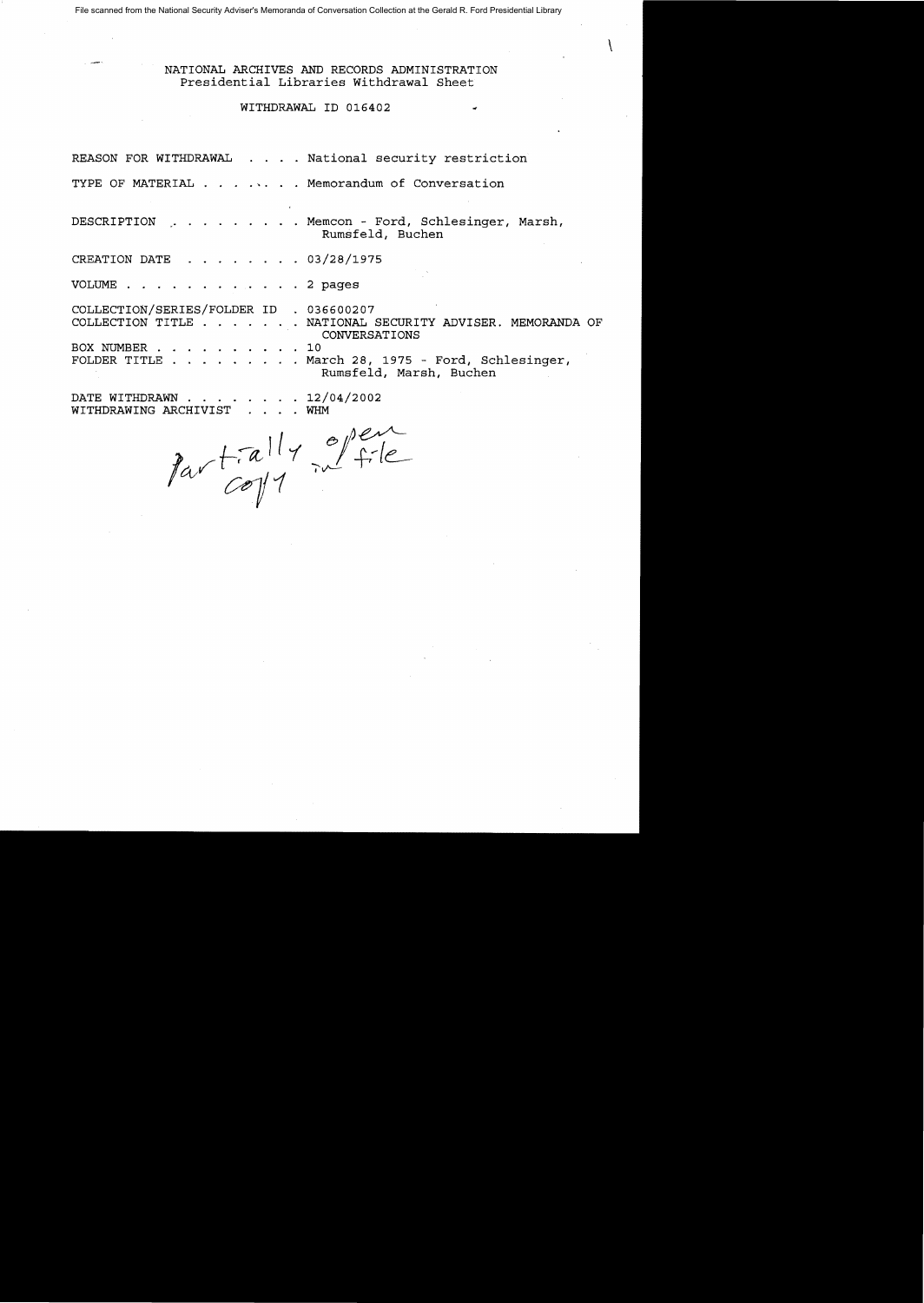File scanned from the National Security Adviser's Memoranda of Conversation Collection at the Gerald R. Ford Presidential Library

NATIONAL ARCHIVES AND RECORDS ADMINISTRATION
Presidential Libraries Withdrawal Sheet

WITHDRAWAL ID 016402

REASON FOR WITHDRAWAL . . . . National security restriction

TYPE OF MATERIAL . . . . . . . Memorandum of Conversation

DESCRIPTION . . . . . . . . . Memcon - Ford, Schlesinger, Marsh, Rumsfeld, Buchen

CREATION DATE . . . . . . . . 03/28/1975

VOLUME . . . . . . . . . . . . 2 pages

COLLECTION/SERIES/FOLDER ID . 036600207
COLLECTION TITLE . . . . . . . NATIONAL SECURITY ADVISER. MEMORANDA OF CONVERSATIONS
BOX NUMBER . . . . . . . . . . 10
FOLDER TITLE . . . . . . . . . March 28, 1975 - Ford, Schlesinger, Rumsfeld, Marsh, Buchen

DATE WITHDRAWN . . . . . . . . 12/04/2002
WITHDRAWING ARCHIVIST . . . . WHM

Partially open copy in file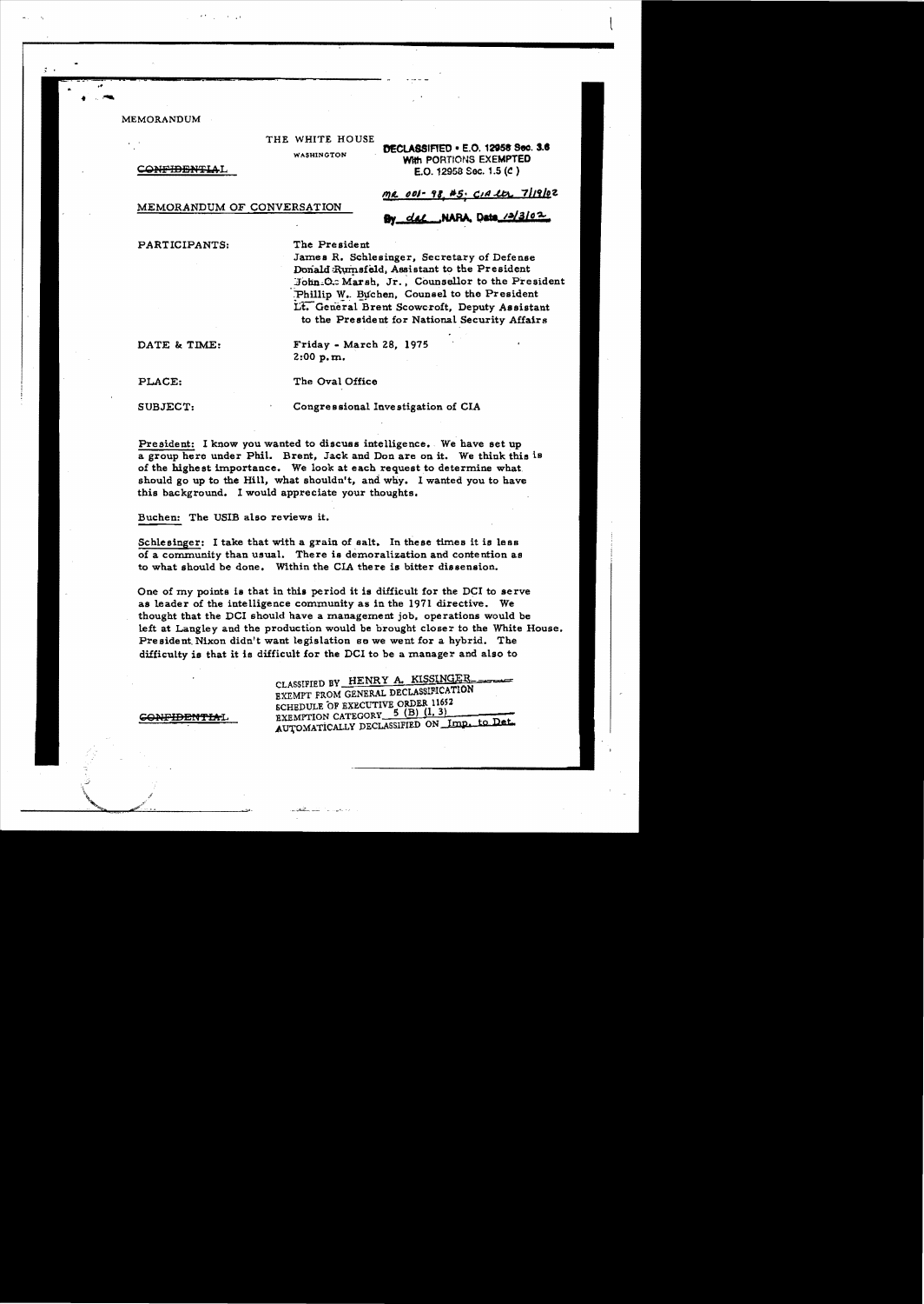MEMORANDUM

THE WHITE HOUSE

WASHINGTON

~~CONFIDENTIAL~~

DECLASSIFIED • E.O. 12958 Sec. 3.6
With PORTIONS EXEMPTED
E.O. 12958 Sec. 1.5 (C)

MR 001-98, #5; CIA ltr 7/19/02

By dal NARA, Date 12/3/02

MEMORANDUM OF CONVERSATION

PARTICIPANTS: The President
James R. Schlesinger, Secretary of Defense
Donald Rumsfeld, Assistant to the President
John O. Marsh, Jr., Counsellor to the President
Phillip W. Buchen, Counsel to the President
Lt. General Brent Scowcroft, Deputy Assistant to the President for National Security Affairs

DATE & TIME: Friday - March 28, 1975
2:00 p.m.

PLACE: The Oval Office

SUBJECT: Congressional Investigation of CIA

President: I know you wanted to discuss intelligence. We have set up a group here under Phil. Brent, Jack and Don are on it. We think this is of the highest importance. We look at each request to determine what should go up to the Hill, what shouldn't, and why. I wanted you to have this background. I would appreciate your thoughts.

Buchen: The USIB also reviews it.

Schlesinger: I take that with a grain of salt. In these times it is less of a community than usual. There is demoralization and contention as to what should be done. Within the CIA there is bitter dissension.

One of my points is that in this period it is difficult for the DCI to serve as leader of the intelligence community as in the 1971 directive. We thought that the DCI should have a management job, operations would be left at Langley and the production would be brought closer to the White House. President Nixon didn't want legislation so we went for a hybrid. The difficulty is that it is difficult for the DCI to be a manager and also to

CLASSIFIED BY HENRY A. KISSINGER
EXEMPT FROM GENERAL DECLASSIFICATION
SCHEDULE OF EXECUTIVE ORDER 11652
EXEMPTION CATEGORY 5 (B) (1, 3)
AUTOMATICALLY DECLASSIFIED ON Imp. to Det.

~~CONFIDENTIAL~~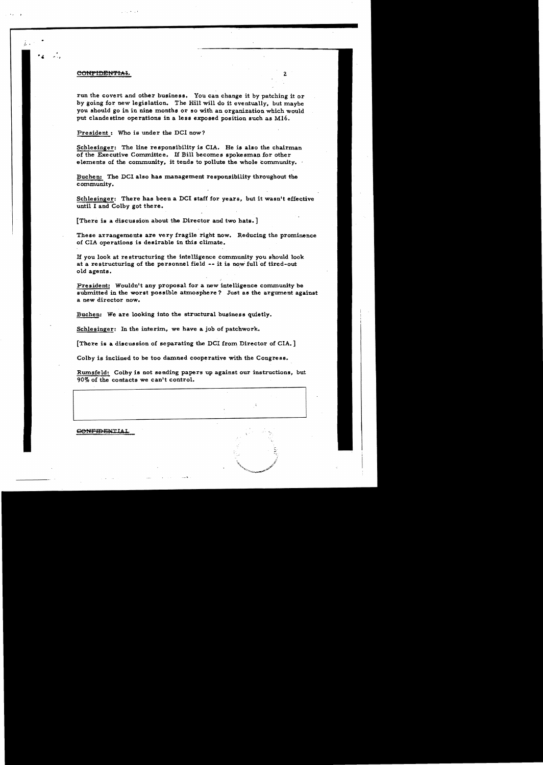CONFIDENTIAL

run the covert and other business. You can change it by patching it or by going for new legislation. The Hill will do it eventually, but maybe you should go in in nine months or so with an organization which would put clandestine operations in a less exposed position such as MI6.

President: Who is under the DCI now?

Schlesinger: The line responsibility is CIA. He is also the chairman of the Executive Committee. If Bill becomes spokesman for other elements of the community, it tends to pollute the whole community.

Buchen: The DCI also has management responsibility throughout the community.

Schlesinger: There has been a DCI staff for years, but it wasn't effective until I and Colby got there.

[There is a discussion about the Director and two hats.]

These arrangements are very fragile right now. Reducing the prominence of CIA operations is desirable in this climate.

If you look at restructuring the intelligence community you should look at a restructuring of the personnel field -- it is now full of tired-out old agents.

President: Wouldn't any proposal for a new intelligence community be submitted in the worst possible atmosphere? Just as the argument against a new director now.

Buchen: We are looking into the structural business quietly.

Schlesinger: In the interim, we have a job of patchwork.

[There is a discussion of separating the DCI from Director of CIA.]

Colby is inclined to be too damned cooperative with the Congress.

Rumsfeld: Colby is not sending papers up against our instructions, but 90% of the contacts we can't control.

CONFIDENTIAL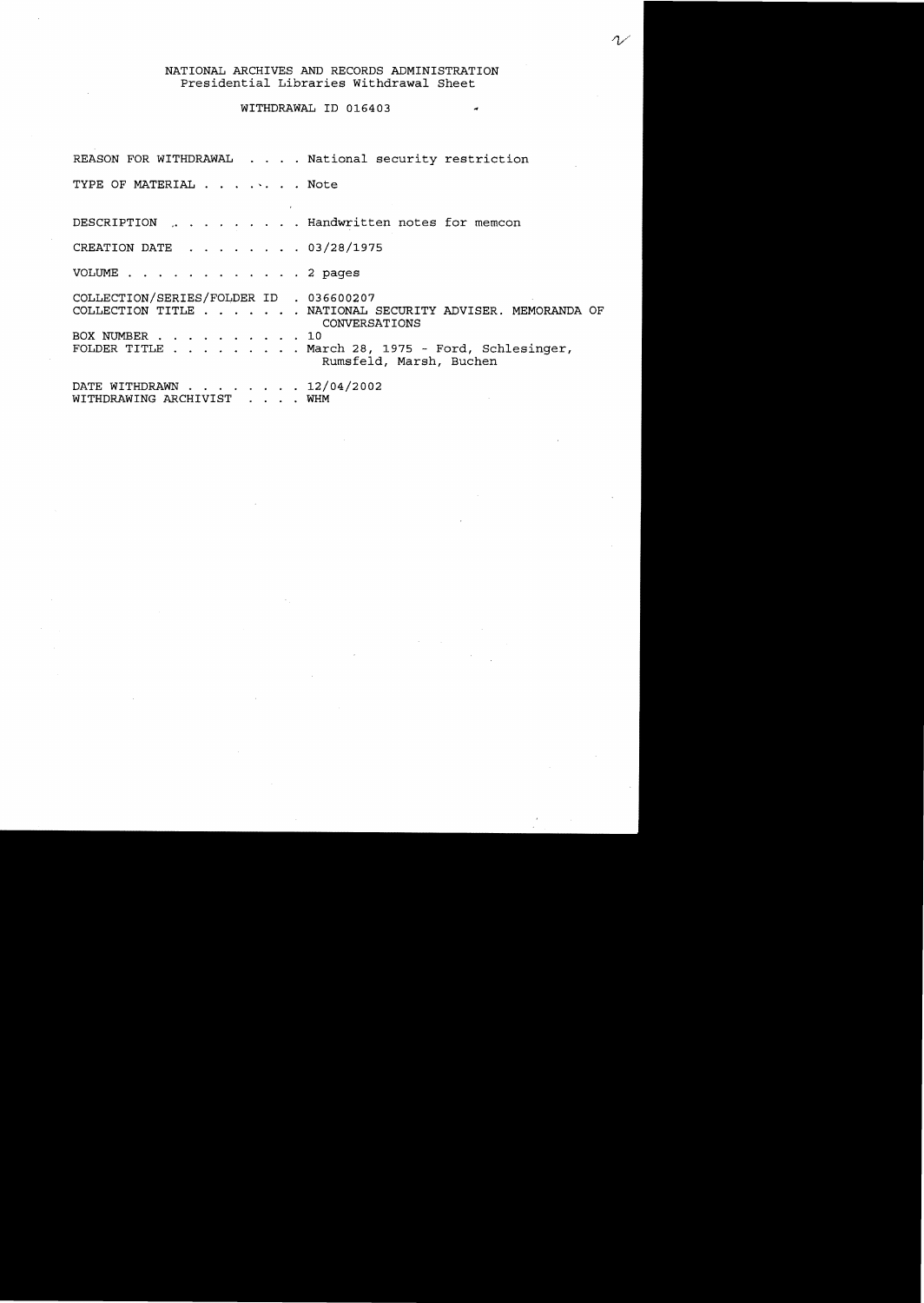NATIONAL ARCHIVES AND RECORDS ADMINISTRATION
Presidential Libraries Withdrawal Sheet

WITHDRAWAL ID 016403

REASON FOR WITHDRAWAL . . . . National security restriction

TYPE OF MATERIAL . . . . . . . Note

DESCRIPTION . . . . . . . . . Handwritten notes for memcon

CREATION DATE . . . . . . . . 03/28/1975

VOLUME . . . . . . . . . . . . 2 pages

COLLECTION/SERIES/FOLDER ID . 036600207
COLLECTION TITLE . . . . . . . NATIONAL SECURITY ADVISER. MEMORANDA OF CONVERSATIONS
BOX NUMBER . . . . . . . . . . 10
FOLDER TITLE . . . . . . . . . March 28, 1975 - Ford, Schlesinger, Rumsfeld, Marsh, Buchen

DATE WITHDRAWN . . . . . . . . 12/04/2002
WITHDRAWING ARCHIVIST . . . . WHM